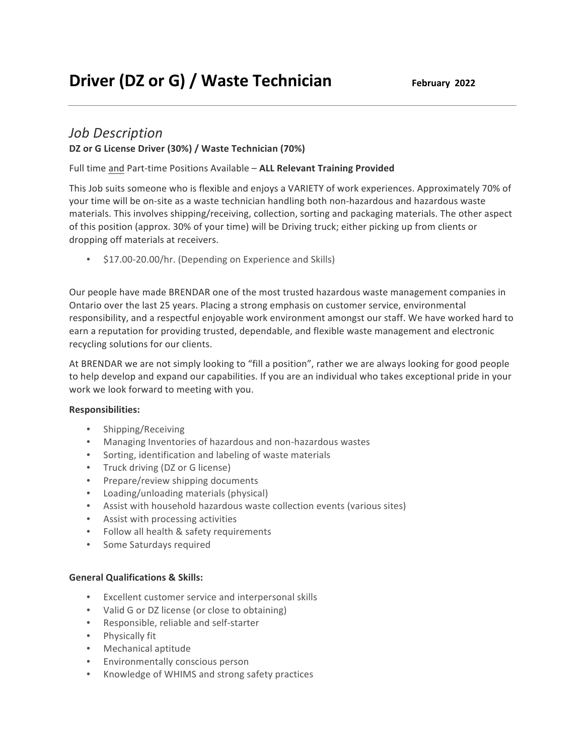# Driver (DZ or G) / Waste Technician

**February 2022**

---

## *Job Description*

**DZ or G License Driver (30%) / Waste Technician (70%)**

Full time and Part-time Positions Available – **ALL Relevant Training Provided**

This Job suits someone who is flexible and enjoys a VARIETY of work experiences. Approximately 70% of your time will be on-site as a waste technician handling both non-hazardous and hazardous waste materials. This involves shipping/receiving, collection, sorting and packaging materials. The other aspect of this position (approx. 30% of your time) will be Driving truck; either picking up from clients or dropping off materials at receivers.

- $17.00-20.00/hr. (Depending on Experience and Skills)

Our people have made BRENDAR one of the most trusted hazardous waste management companies in Ontario over the last 25 years. Placing a strong emphasis on customer service, environmental responsibility, and a respectful enjoyable work environment amongst our staff. We have worked hard to earn a reputation for providing trusted, dependable, and flexible waste management and electronic recycling solutions for our clients.

At BRENDAR we are not simply looking to "fill a position", rather we are always looking for good people to help develop and expand our capabilities. If you are an individual who takes exceptional pride in your work we look forward to meeting with you.

**Responsibilities:**

- Shipping/Receiving
- Managing Inventories of hazardous and non-hazardous wastes
- Sorting, identification and labeling of waste materials
- Truck driving (DZ or G license)
- Prepare/review shipping documents
- Loading/unloading materials (physical)
- Assist with household hazardous waste collection events (various sites)
- Assist with processing activities
- Follow all health & safety requirements
- Some Saturdays required

**General Qualifications & Skills:**

- Excellent customer service and interpersonal skills
- Valid G or DZ license (or close to obtaining)
- Responsible, reliable and self-starter
- Physically fit
- Mechanical aptitude
- Environmentally conscious person
- Knowledge of WHIMS and strong safety practices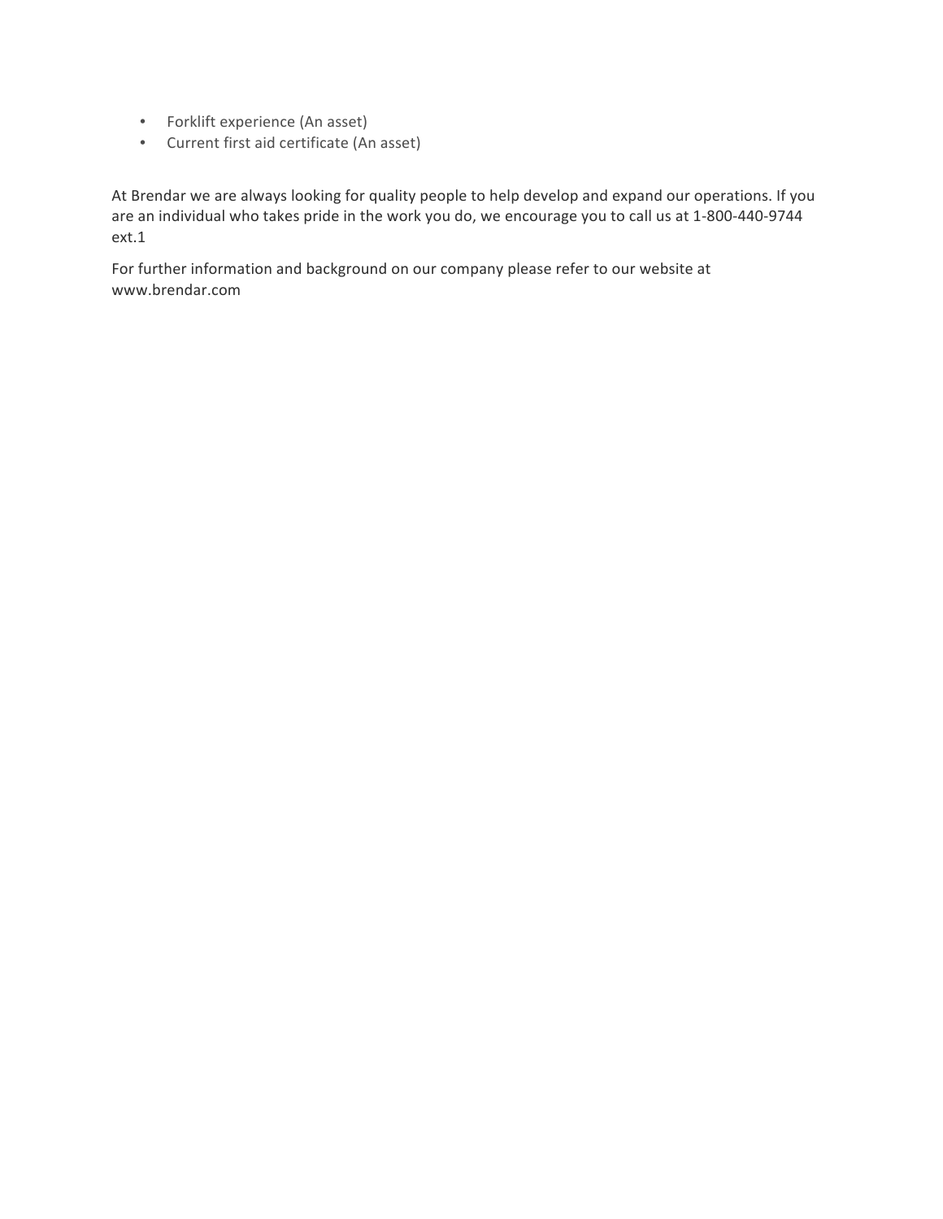- Forklift experience (An asset)
- Current first aid certificate (An asset)

At Brendar we are always looking for quality people to help develop and expand our operations. If you are an individual who takes pride in the work you do, we encourage you to call us at 1-800-440-9744 ext.1

For further information and background on our company please refer to our website at www.brendar.com